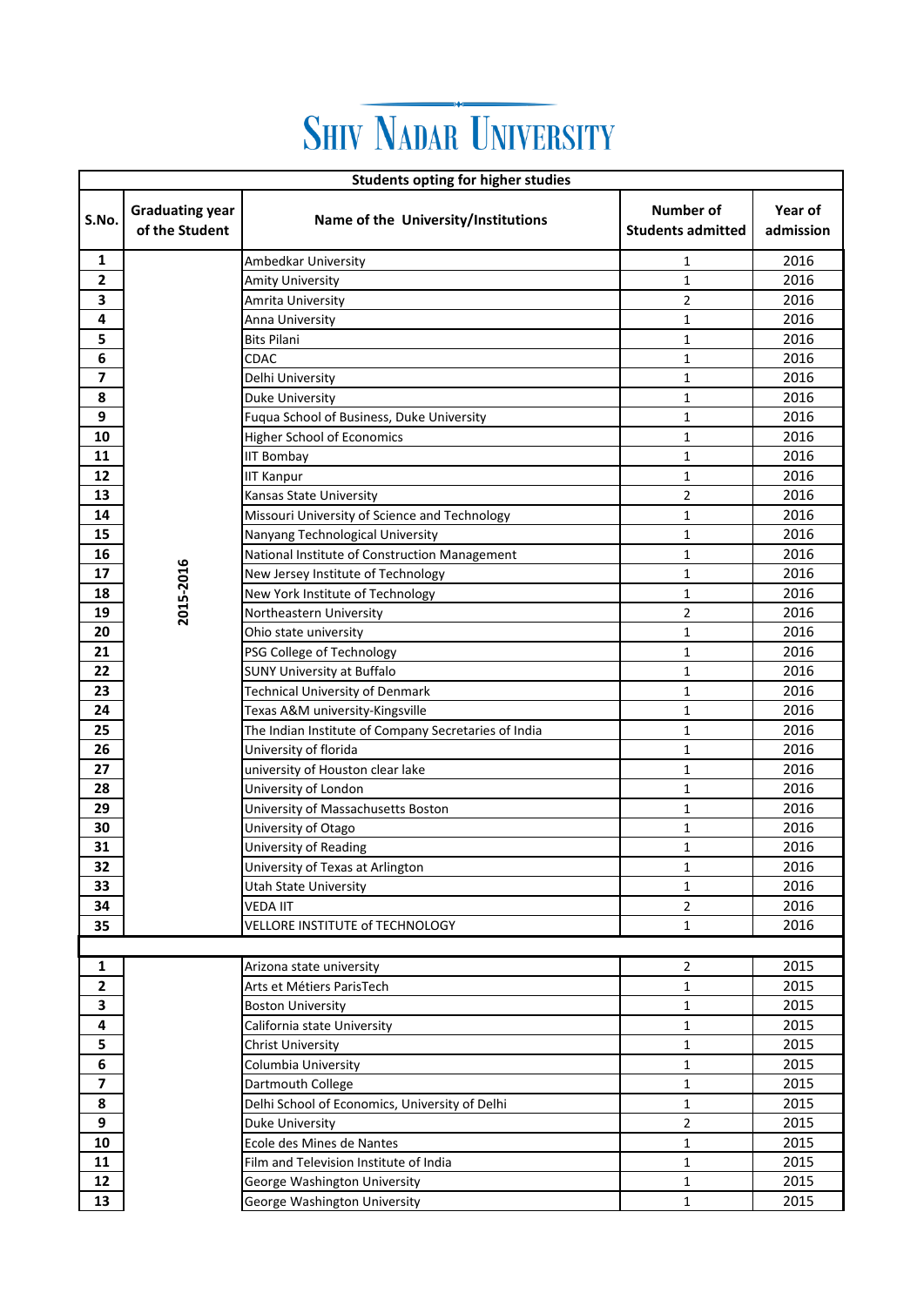# SHIV NADAR UNIVERSITY

| Students opting for higher studies | | | | |
|---|---|---|---|---|
| **S.No.** | **Graduating year of the Student** | **Name of the University/Institutions** | **Number of Students admitted** | **Year of admission** |
| **1** | 2015-2016 | Ambedkar University | 1 | 2016 |
| **2** | | Amity University | 1 | 2016 |
| **3** | | Amrita University | 2 | 2016 |
| **4** | | Anna University | 1 | 2016 |
| **5** | | Bits Pilani | 1 | 2016 |
| **6** | | CDAC | 1 | 2016 |
| **7** | | Delhi University | 1 | 2016 |
| **8** | | Duke University | 1 | 2016 |
| **9** | | Fuqua School of Business, Duke University | 1 | 2016 |
| **10** | | Higher School of Economics | 1 | 2016 |
| **11** | | IIT Bombay | 1 | 2016 |
| **12** | | IIT Kanpur | 1 | 2016 |
| **13** | | Kansas State University | 2 | 2016 |
| **14** | | Missouri University of Science and Technology | 1 | 2016 |
| **15** | | Nanyang Technological University | 1 | 2016 |
| **16** | | National Institute of Construction Management | 1 | 2016 |
| **17** | | New Jersey Institute of Technology | 1 | 2016 |
| **18** | | New York Institute of Technology | 1 | 2016 |
| **19** | | Northeastern University | 2 | 2016 |
| **20** | | Ohio state university | 1 | 2016 |
| **21** | | PSG College of Technology | 1 | 2016 |
| **22** | | SUNY University at Buffalo | 1 | 2016 |
| **23** | | Technical University of Denmark | 1 | 2016 |
| **24** | | Texas A&M university-Kingsville | 1 | 2016 |
| **25** | | The Indian Institute of Company Secretaries of India | 1 | 2016 |
| **26** | | University of florida | 1 | 2016 |
| **27** | | university of Houston clear lake | 1 | 2016 |
| **28** | | University of London | 1 | 2016 |
| **29** | | University of Massachusetts Boston | 1 | 2016 |
| **30** | | University of Otago | 1 | 2016 |
| **31** | | University of Reading | 1 | 2016 |
| **32** | | University of Texas at Arlington | 1 | 2016 |
| **33** | | Utah State University | 1 | 2016 |
| **34** | | VEDA IIT | 2 | 2016 |
| **35** | | VELLORE INSTITUTE of TECHNOLOGY | 1 | 2016 |
| | | | | |
| **1** | | Arizona state university | 2 | 2015 |
| **2** | | Arts et Métiers ParisTech | 1 | 2015 |
| **3** | | Boston University | 1 | 2015 |
| **4** | | California state University | 1 | 2015 |
| **5** | | Christ University | 1 | 2015 |
| **6** | | Columbia University | 1 | 2015 |
| **7** | | Dartmouth College | 1 | 2015 |
| **8** | | Delhi School of Economics, University of Delhi | 1 | 2015 |
| **9** | | Duke University | 2 | 2015 |
| **10** | | Ecole des Mines de Nantes | 1 | 2015 |
| **11** | | Film and Television Institute of India | 1 | 2015 |
| **12** | | George Washington University | 1 | 2015 |
| **13** | | George Washington University | 1 | 2015 |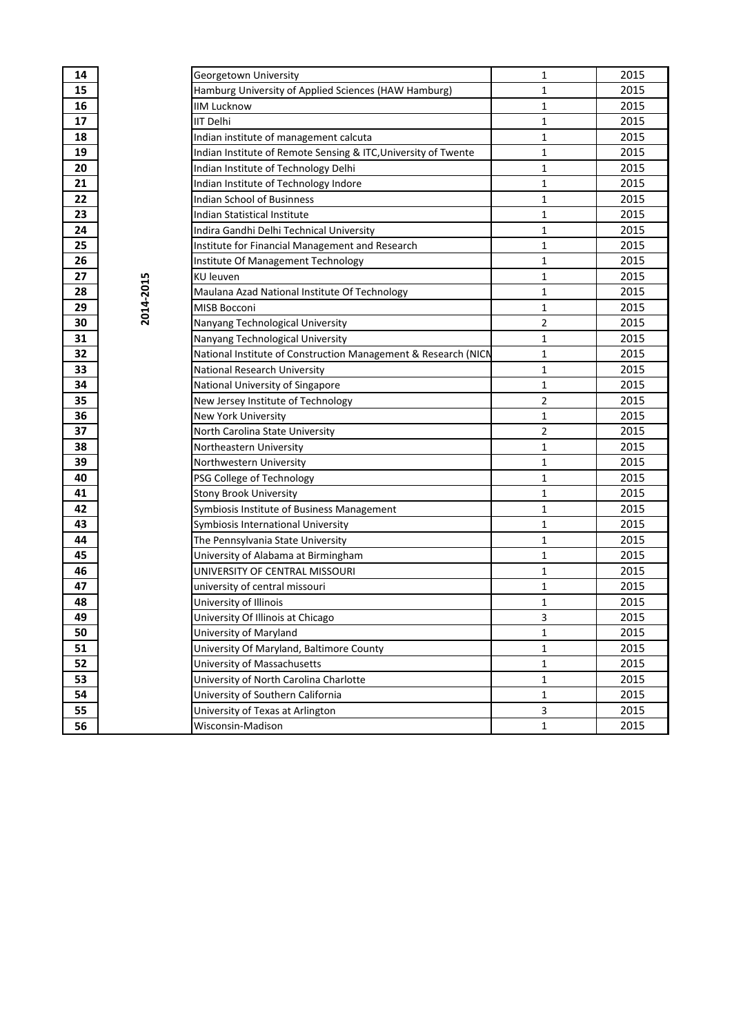| | | | | |
|---|---|---|---|---|
| 14 | 2014-2015 | Georgetown University | 1 | 2015 |
| 15 | | Hamburg University of Applied Sciences (HAW Hamburg) | 1 | 2015 |
| 16 | | IIM Lucknow | 1 | 2015 |
| 17 | | IIT Delhi | 1 | 2015 |
| 18 | | Indian institute of management calcuta | 1 | 2015 |
| 19 | | Indian Institute of Remote Sensing & ITC,University of Twente | 1 | 2015 |
| 20 | | Indian Institute of Technology Delhi | 1 | 2015 |
| 21 | | Indian Institute of Technology Indore | 1 | 2015 |
| 22 | | Indian School of Businness | 1 | 2015 |
| 23 | | Indian Statistical Institute | 1 | 2015 |
| 24 | | Indira Gandhi Delhi Technical University | 1 | 2015 |
| 25 | | Institute for Financial Management and Research | 1 | 2015 |
| 26 | | Institute Of Management Technology | 1 | 2015 |
| 27 | | KU leuven | 1 | 2015 |
| 28 | | Maulana Azad National Institute Of Technology | 1 | 2015 |
| 29 | | MISB Bocconi | 1 | 2015 |
| 30 | | Nanyang Technological University | 2 | 2015 |
| 31 | | Nanyang Technological University | 1 | 2015 |
| 32 | | National Institute of Construction Management & Research (NICN | 1 | 2015 |
| 33 | | National Research University | 1 | 2015 |
| 34 | | National University of Singapore | 1 | 2015 |
| 35 | | New Jersey Institute of Technology | 2 | 2015 |
| 36 | | New York University | 1 | 2015 |
| 37 | | North Carolina State University | 2 | 2015 |
| 38 | | Northeastern University | 1 | 2015 |
| 39 | | Northwestern University | 1 | 2015 |
| 40 | | PSG College of Technology | 1 | 2015 |
| 41 | | Stony Brook University | 1 | 2015 |
| 42 | | Symbiosis Institute of Business Management | 1 | 2015 |
| 43 | | Symbiosis International University | 1 | 2015 |
| 44 | | The Pennsylvania State University | 1 | 2015 |
| 45 | | University of Alabama at Birmingham | 1 | 2015 |
| 46 | | UNIVERSITY OF CENTRAL MISSOURI | 1 | 2015 |
| 47 | | university of central missouri | 1 | 2015 |
| 48 | | University of Illinois | 1 | 2015 |
| 49 | | University Of Illinois at Chicago | 3 | 2015 |
| 50 | | University of Maryland | 1 | 2015 |
| 51 | | University Of Maryland, Baltimore County | 1 | 2015 |
| 52 | | University of Massachusetts | 1 | 2015 |
| 53 | | University of North Carolina Charlotte | 1 | 2015 |
| 54 | | University of Southern California | 1 | 2015 |
| 55 | | University of Texas at Arlington | 3 | 2015 |
| 56 | | Wisconsin-Madison | 1 | 2015 |